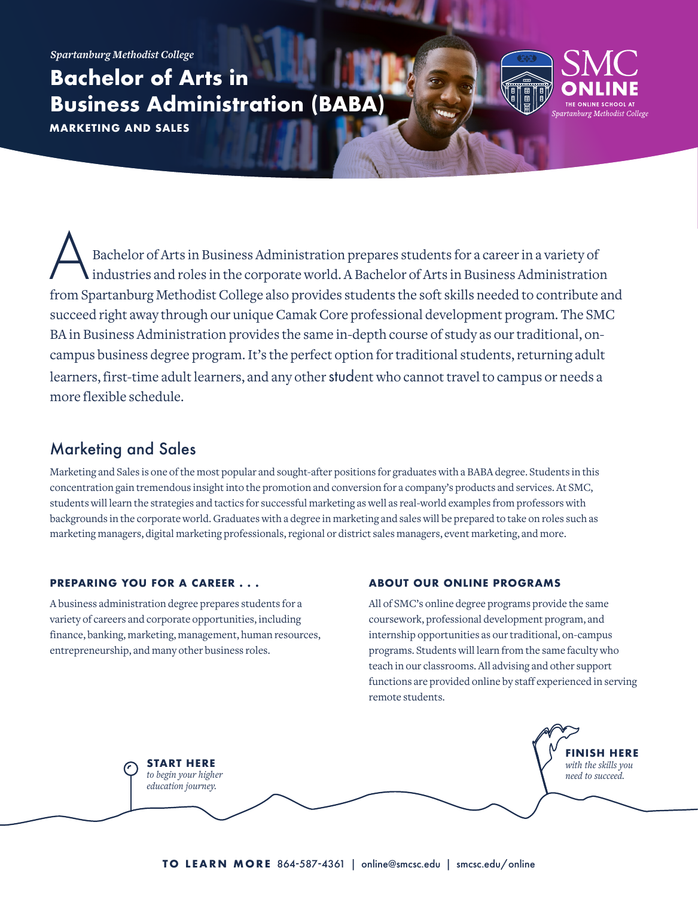*Spartanburg Methodist College*

# Bachelor of Arts in Business Administration (BABA)

**MARKETING AND SALES**

SMC ONLINE
THE ONLINE SCHOOL AT *Spartanburg Methodist College*

A Bachelor of Arts in Business Administration prepares students for a career in a variety of industries and roles in the corporate world. A Bachelor of Arts in Business Administration from Spartanburg Methodist College also provides students the soft skills needed to contribute and succeed right away through our unique Camak Core professional development program. The SMC BA in Business Administration provides the same in-depth course of study as our traditional, on-campus business degree program. It's the perfect option for traditional students, returning adult learners, first-time adult learners, and any other student who cannot travel to campus or needs a more flexible schedule.

## Marketing and Sales

Marketing and Sales is one of the most popular and sought-after positions for graduates with a BABA degree. Students in this concentration gain tremendous insight into the promotion and conversion for a company's products and services. At SMC, students will learn the strategies and tactics for successful marketing as well as real-world examples from professors with backgrounds in the corporate world. Graduates with a degree in marketing and sales will be prepared to take on roles such as marketing managers, digital marketing professionals, regional or district sales managers, event marketing, and more.

### PREPARING YOU FOR A CAREER . . .

A business administration degree prepares students for a variety of careers and corporate opportunities, including finance, banking, marketing, management, human resources, entrepreneurship, and many other business roles.

### ABOUT OUR ONLINE PROGRAMS

All of SMC's online degree programs provide the same coursework, professional development program, and internship opportunities as our traditional, on-campus programs. Students will learn from the same faculty who teach in our classrooms. All advising and other support functions are provided online by staff experienced in serving remote students.

**START HERE** *to begin your higher education journey.*

**FINISH HERE** *with the skills you need to succeed.*

**TO LEARN MORE** 864-587-4361 | online@smcsc.edu | smcsc.edu/online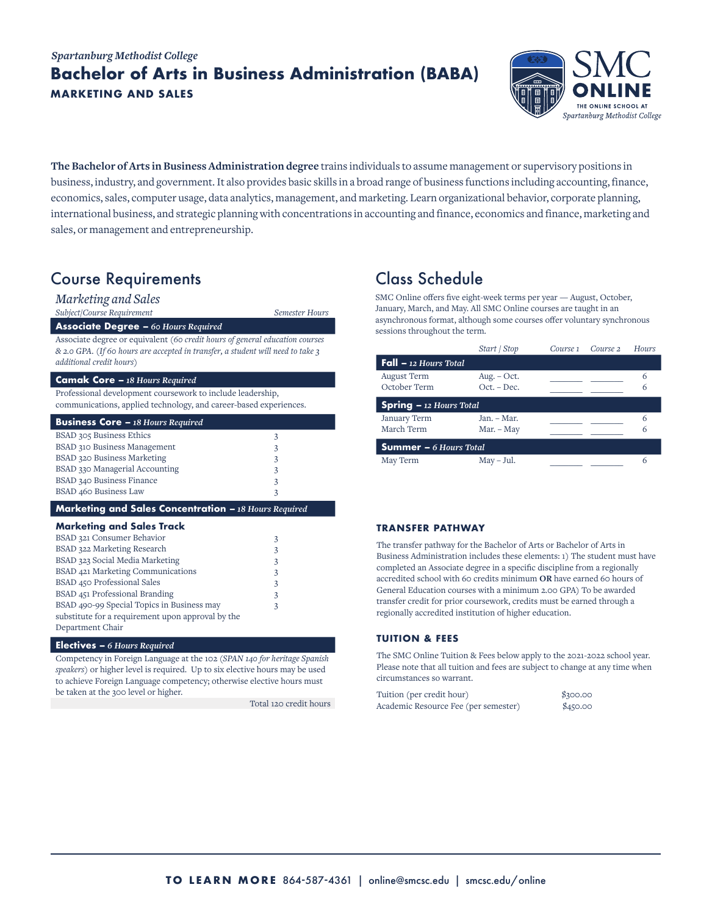*Spartanburg Methodist College*

# Bachelor of Arts in Business Administration (BABA)

**MARKETING AND SALES**

SMC ONLINE
THE ONLINE SCHOOL AT
*Spartanburg Methodist College*

**The Bachelor of Arts in Business Administration degree** trains individuals to assume management or supervisory positions in business, industry, and government. It also provides basic skills in a broad range of business functions including accounting, finance, economics, sales, computer usage, data analytics, management, and marketing. Learn organizational behavior, corporate planning, international business, and strategic planning with concentrations in accounting and finance, economics and finance, marketing and sales, or management and entrepreneurship.

## Course Requirements

### *Marketing and Sales*

| *Subject/Course Requirement* | *Semester Hours* |
|---|---|
| **Associate Degree –** *60 Hours Required* | |
| Associate degree or equivalent (*60 credit hours of general education courses & 2.0 GPA.* (*If 60 hours are accepted in transfer, a student will need to take 3 additional credit hours*) | |
| **Camak Core –** *18 Hours Required* | |
| Professional development coursework to include leadership, communications, applied technology, and career-based experiences. | |
| **Business Core –** *18 Hours Required* | |
| BSAD 305 Business Ethics | 3 |
| BSAD 310 Business Management | 3 |
| BSAD 320 Business Marketing | 3 |
| BSAD 330 Managerial Accounting | 3 |
| BSAD 340 Business Finance | 3 |
| BSAD 460 Business Law | 3 |
| **Marketing and Sales Concentration –** *18 Hours Required* | |
| **Marketing and Sales Track** | |
| BSAD 321 Consumer Behavior | 3 |
| BSAD 322 Marketing Research | 3 |
| BSAD 323 Social Media Marketing | 3 |
| BSAD 421 Marketing Communications | 3 |
| BSAD 450 Professional Sales | 3 |
| BSAD 451 Professional Branding | 3 |
| BSAD 490-99 Special Topics in Business may substitute for a requirement upon approval by the Department Chair | 3 |
| **Electives –** *6 Hours Required* | |
| Competency in Foreign Language at the 102 (*SPAN 140 for heritage Spanish speakers*) or higher level is required. Up to six elective hours may be used to achieve Foreign Language competency; otherwise elective hours must be taken at the 300 level or higher. | |
| | Total 120 credit hours |

## Class Schedule

SMC Online offers five eight-week terms per year — August, October, January, March, and May. All SMC Online courses are taught in an asynchronous format, although some courses offer voluntary synchronous sessions throughout the term.

| | *Start / Stop* | *Course 1* | *Course 2* | *Hours* |
|---|---|---|---|---|
| **Fall –** *12 Hours Total* | | | | |
| August Term | Aug. – Oct. | \_\_\_\_\_\_ | \_\_\_\_\_\_ | 6 |
| October Term | Oct. – Dec. | \_\_\_\_\_\_ | \_\_\_\_\_\_ | 6 |
| **Spring –** *12 Hours Total* | | | | |
| January Term | Jan. – Mar. | \_\_\_\_\_\_ | \_\_\_\_\_\_ | 6 |
| March Term | Mar. – May | \_\_\_\_\_\_ | \_\_\_\_\_\_ | 6 |
| **Summer –** *6 Hours Total* | | | | |
| May Term | May – Jul. | \_\_\_\_\_\_ | \_\_\_\_\_\_ | 6 |

### TRANSFER PATHWAY

The transfer pathway for the Bachelor of Arts or Bachelor of Arts in Business Administration includes these elements: 1) The student must have completed an Associate degree in a specific discipline from a regionally accredited school with 60 credits minimum **OR** have earned 60 hours of General Education courses with a minimum 2.00 GPA) To be awarded transfer credit for prior coursework, credits must be earned through a regionally accredited institution of higher education.

### TUITION & FEES

The SMC Online Tuition & Fees below apply to the 2021-2022 school year. Please note that all tuition and fees are subject to change at any time when circumstances so warrant.

| | |
|---|---|
| Tuition (per credit hour) | $300.00 |
| Academic Resource Fee (per semester) | $450.00 |

**TO LEARN MORE** 864-587-4361 | online@smcsc.edu | smcsc.edu/online